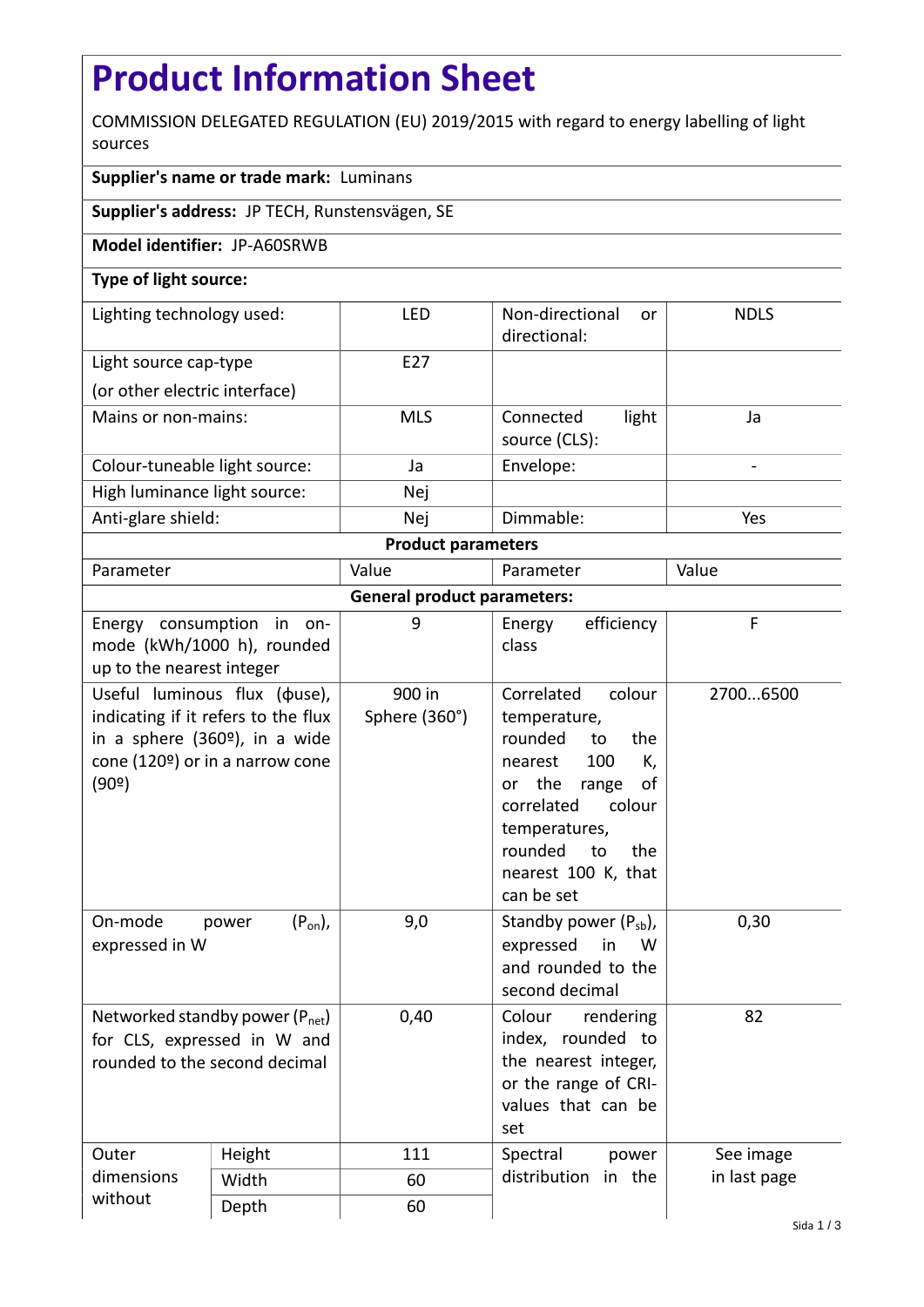# Product Information Sheet

COMMISSION DELEGATED REGULATION (EU) 2019/2015 with regard to energy labelling of light sources

**Supplier's name or trade mark:** Luminans

**Supplier's address:** JP TECH, Runstensvägen, SE

**Model identifier:** JP-A60SRWB

**Type of light source:**

| | | | |
|---|---|---|---|
| Lighting technology used: | LED | Non-directional or directional: | NDLS |
| Light source cap-type (or other electric interface) | E27 | | |
| Mains or non-mains: | MLS | Connected light source (CLS): | Ja |
| Colour-tuneable light source: | Ja | Envelope: | - |
| High luminance light source: | Nej | | |
| Anti-glare shield: | Nej | Dimmable: | Yes |

**Product parameters**

| Parameter | | Value | Parameter | Value |
|---|---|---|---|---|
| **General product parameters:** | | | | |
| Energy consumption in on-mode (kWh/1000 h), rounded up to the nearest integer | | 9 | Energy efficiency class | F |
| Useful luminous flux (ϕuse), indicating if it refers to the flux in a sphere (360º), in a wide cone (120º) or in a narrow cone (90º) | | 900 in Sphere (360°) | Correlated colour temperature, rounded to the nearest 100 K, or the range of correlated colour temperatures, rounded to the nearest 100 K, that can be set | 2700...6500 |
| On-mode power ($P_{on}$), expressed in W | | 9,0 | Standby power ($P_{sb}$), expressed in W and rounded to the second decimal | 0,30 |
| Networked standby power ($P_{net}$) for CLS, expressed in W and rounded to the second decimal | | 0,40 | Colour rendering index, rounded to the nearest integer, or the range of CRI-values that can be set | 82 |
| Outer dimensions without | Height | 111 | Spectral power distribution in the | See image in last page |
| | Width | 60 | | |
| | Depth | 60 | | |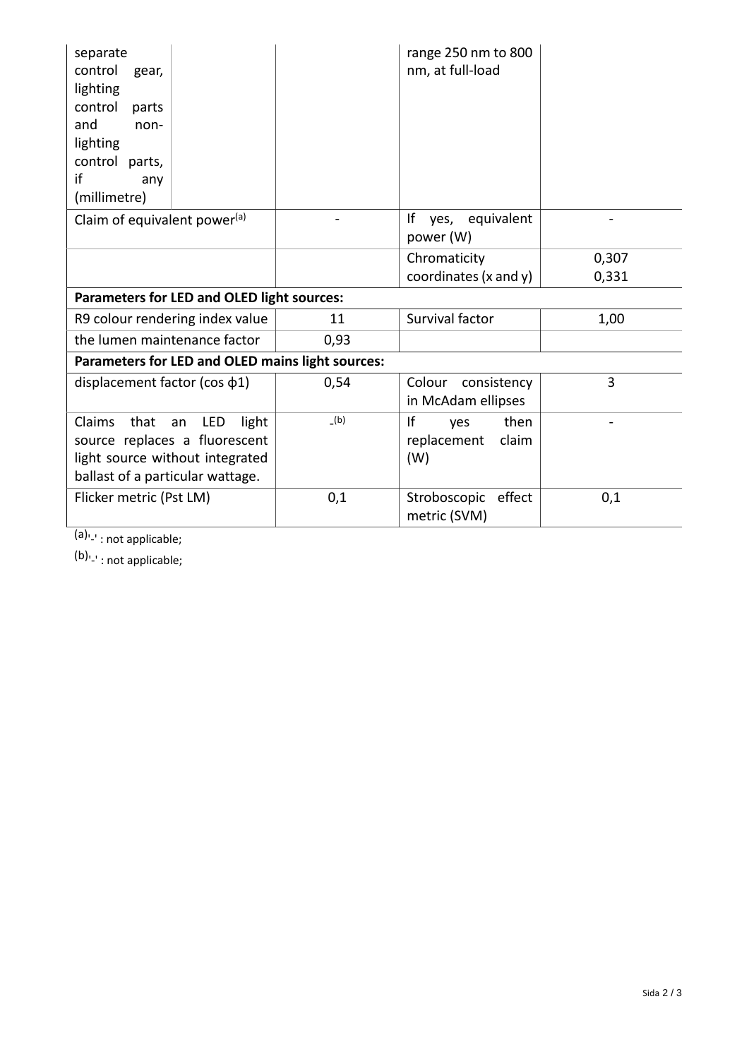| | | | |
|---|---|---|---|
| separate control gear, lighting control parts and non-lighting control parts, if any (millimetre) | | range 250 nm to 800 nm, at full-load | |
| Claim of equivalent power[(a)] | - | If yes, equivalent power (W) | - |
| | | Chromaticity coordinates (x and y) | 0,307<br>0,331 |
| **Parameters for LED and OLED light sources:** | | | |
| R9 colour rendering index value | 11 | Survival factor | 1,00 |
| the lumen maintenance factor | 0,93 | | |
| **Parameters for LED and OLED mains light sources:** | | | |
| displacement factor (cos $\phi$1) | 0,54 | Colour consistency in McAdam ellipses | 3 |
| Claims that an LED light source replaces a fluorescent light source without integrated ballast of a particular wattage. | -[(b)] | If yes then replacement claim (W) | - |
| Flicker metric (Pst LM) | 0,1 | Stroboscopic effect metric (SVM) | 0,1 |

(a)'-' : not applicable;

(b)'-' : not applicable;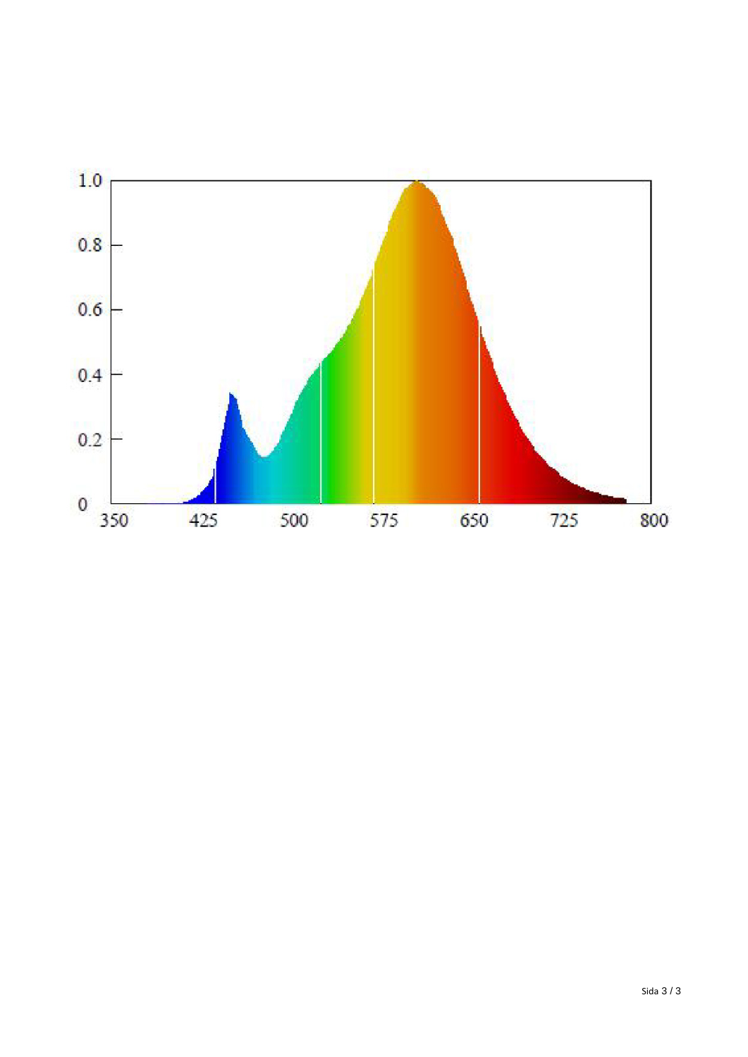1.0
0.8
0.6
0.4
0.2
0

350
425
500
575
650
725
800